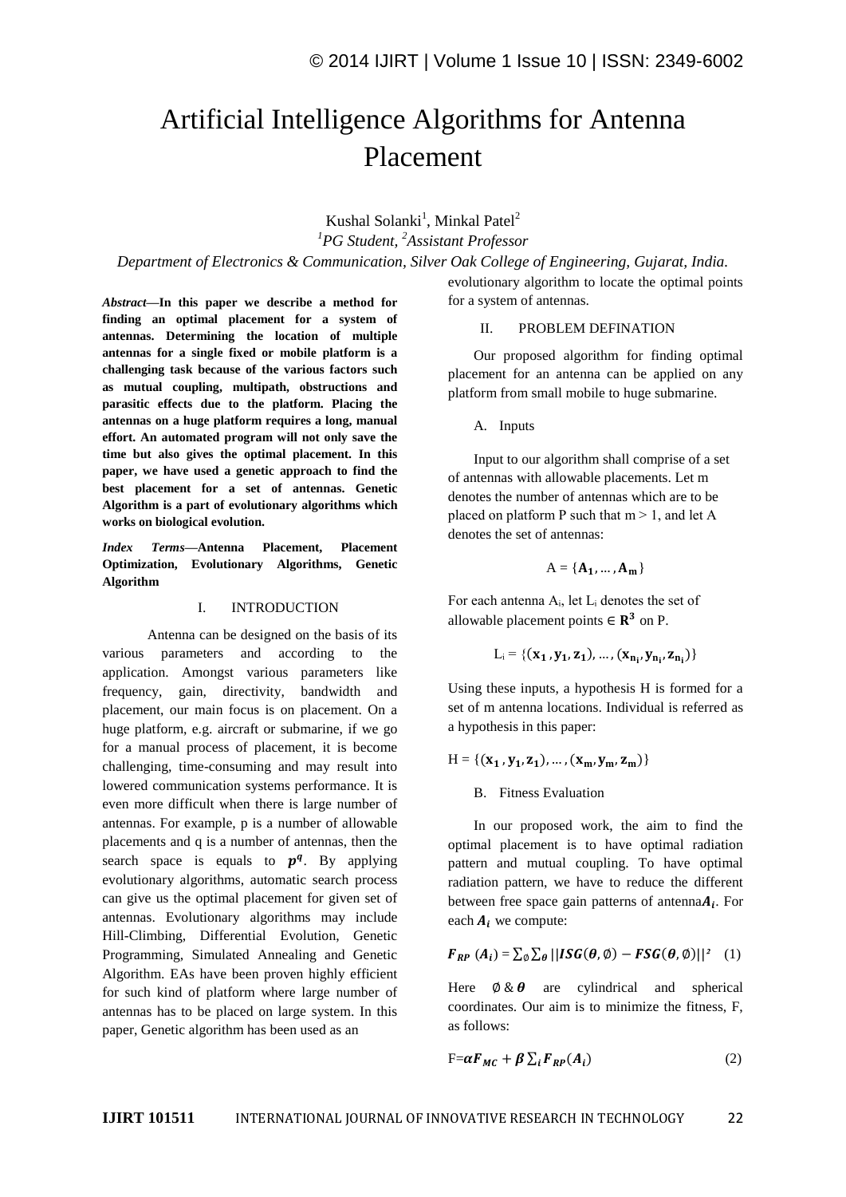# Artificial Intelligence Algorithms for Antenna Placement

Kushal Solanki[1], Minkal Patel[2]

[1]*PG Student*, [2]*Assistant Professor*

*Department of Electronics & Communication, Silver Oak College of Engineering, Gujarat, India.*

***Abstract*—In this paper we describe a method for finding an optimal placement for a system of antennas. Determining the location of multiple antennas for a single fixed or mobile platform is a challenging task because of the various factors such as mutual coupling, multipath, obstructions and parasitic effects due to the platform. Placing the antennas on a huge platform requires a long, manual effort. An automated program will not only save the time but also gives the optimal placement. In this paper, we have used a genetic approach to find the best placement for a set of antennas. Genetic Algorithm is a part of evolutionary algorithms which works on biological evolution.**

***Index Terms*—Antenna Placement, Placement Optimization, Evolutionary Algorithms, Genetic Algorithm**

## I. INTRODUCTION

Antenna can be designed on the basis of its various parameters and according to the application. Amongst various parameters like frequency, gain, directivity, bandwidth and placement, our main focus is on placement. On a huge platform, e.g. aircraft or submarine, if we go for a manual process of placement, it is become challenging, time-consuming and may result into lowered communication systems performance. It is even more difficult when there is large number of antennas. For example, p is a number of allowable placements and q is a number of antennas, then the search space is equals to $\boldsymbol{p^q}$. By applying evolutionary algorithms, automatic search process can give us the optimal placement for given set of antennas. Evolutionary algorithms may include Hill-Climbing, Differential Evolution, Genetic Programming, Simulated Annealing and Genetic Algorithm. EAs have been proven highly efficient for such kind of platform where large number of antennas has to be placed on large system. In this paper, Genetic algorithm has been used as an evolutionary algorithm to locate the optimal points for a system of antennas.

## II. PROBLEM DEFINATION

Our proposed algorithm for finding optimal placement for an antenna can be applied on any platform from small mobile to huge submarine.

### A. Inputs

Input to our algorithm shall comprise of a set of antennas with allowable placements. Let m denotes the number of antennas which are to be placed on platform P such that m > 1, and let A denotes the set of antennas:

$$A = \{\mathbf{A_1}, \dots, \mathbf{A_m}\}$$

For each antenna $A_i$, let $L_i$ denotes the set of allowable placement points $\in \mathbf{R^3}$ on P.

$$L_i = \{(\mathbf{x_1}, \mathbf{y_1}, \mathbf{z_1}), \dots, (\mathbf{x_{n_i}}, \mathbf{y_{n_i}}, \mathbf{z_{n_i}})\}$$

Using these inputs, a hypothesis H is formed for a set of m antenna locations. Individual is referred as a hypothesis in this paper:

$$H = \{(\mathbf{x_1}, \mathbf{y_1}, \mathbf{z_1}), \dots, (\mathbf{x_m}, \mathbf{y_m}, \mathbf{z_m})\}$$

### B. Fitness Evaluation

In our proposed work, the aim to find the optimal placement is to have optimal radiation pattern and mutual coupling. To have optimal radiation pattern, we have to reduce the different between free space gain patterns of antenna $\boldsymbol{A_i}$. For each $\boldsymbol{A_i}$ we compute:

$$\boldsymbol{F_{RP}}\ (\boldsymbol{A_i}) = \sum_{\emptyset} \sum_{\boldsymbol{\theta}} ||\boldsymbol{ISG}(\boldsymbol{\theta}, \emptyset) - \boldsymbol{FSG}(\boldsymbol{\theta}, \emptyset)||^2 \quad (1)$$

Here $\emptyset$ & $\boldsymbol{\theta}$ are cylindrical and spherical coordinates. Our aim is to minimize the fitness, F, as follows:

$$F = \boldsymbol{\alpha F_{MC}} + \boldsymbol{\beta} \sum_i \boldsymbol{F_{RP}}(\boldsymbol{A_i}) \quad (2)$$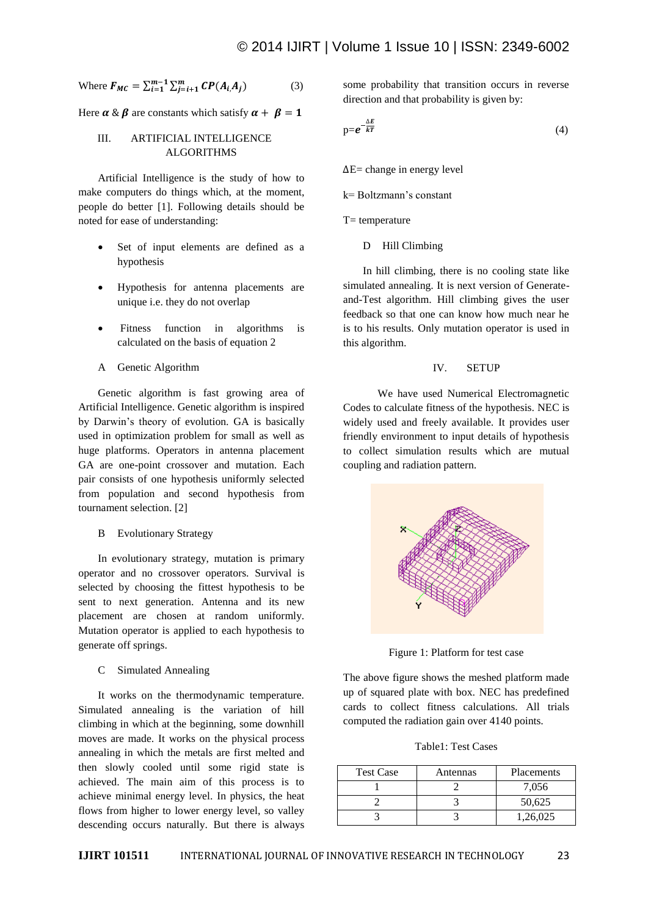Where $F_{MC} = \sum_{i=1}^{m-1}\sum_{j=i+1}^{m} CP(A_i A_j)$ (3)

Here $\alpha$ & $\beta$ are constants which satisfy $\alpha + \beta = 1$

## III. ARTIFICIAL INTELLIGENCE ALGORITHMS

Artificial Intelligence is the study of how to make computers do things which, at the moment, people do better [1]. Following details should be noted for ease of understanding:

- Set of input elements are defined as a hypothesis
- Hypothesis for antenna placements are unique i.e. they do not overlap
- Fitness function in algorithms is calculated on the basis of equation 2

### A Genetic Algorithm

Genetic algorithm is fast growing area of Artificial Intelligence. Genetic algorithm is inspired by Darwin's theory of evolution. GA is basically used in optimization problem for small as well as huge platforms. Operators in antenna placement GA are one-point crossover and mutation. Each pair consists of one hypothesis uniformly selected from population and second hypothesis from tournament selection. [2]

### B Evolutionary Strategy

In evolutionary strategy, mutation is primary operator and no crossover operators. Survival is selected by choosing the fittest hypothesis to be sent to next generation. Antenna and its new placement are chosen at random uniformly. Mutation operator is applied to each hypothesis to generate off springs.

### C Simulated Annealing

It works on the thermodynamic temperature. Simulated annealing is the variation of hill climbing in which at the beginning, some downhill moves are made. It works on the physical process annealing in which the metals are first melted and then slowly cooled until some rigid state is achieved. The main aim of this process is to achieve minimal energy level. In physics, the heat flows from higher to lower energy level, so valley descending occurs naturally. But there is always some probability that transition occurs in reverse direction and that probability is given by:

$$p = e^{-\frac{\Delta E}{kT}} \quad (4)$$

ΔE= change in energy level

k= Boltzmann's constant

T= temperature

### D Hill Climbing

In hill climbing, there is no cooling state like simulated annealing. It is next version of Generate-and-Test algorithm. Hill climbing gives the user feedback so that one can know how much near he is to his results. Only mutation operator is used in this algorithm.

## IV. SETUP

We have used Numerical Electromagnetic Codes to calculate fitness of the hypothesis. NEC is widely used and freely available. It provides user friendly environment to input details of hypothesis to collect simulation results which are mutual coupling and radiation pattern.

Figure 1: Platform for test case

The above figure shows the meshed platform made up of squared plate with box. NEC has predefined cards to collect fitness calculations. All trials computed the radiation gain over 4140 points.

Table1: Test Cases

| Test Case | Antennas | Placements |
|---|---|---|
| 1 | 2 | 7,056 |
| 2 | 3 | 50,625 |
| 3 | 3 | 1,26,025 |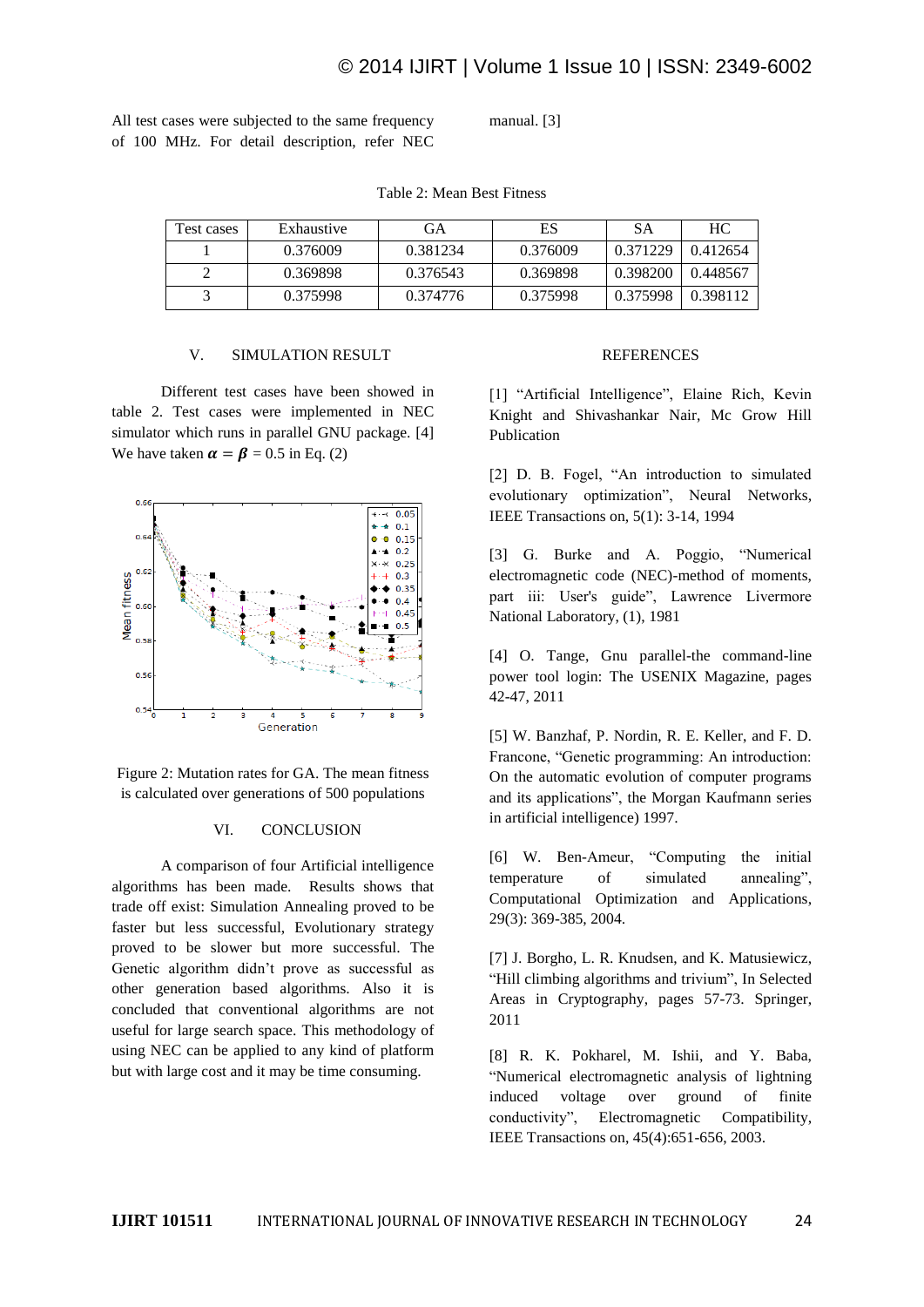All test cases were subjected to the same frequency of 100 MHz. For detail description, refer NEC manual. [3]

Table 2: Mean Best Fitness

| Test cases | Exhaustive | GA | ES | SA | HC |
|---|---|---|---|---|---|
| 1 | 0.376009 | 0.381234 | 0.376009 | 0.371229 | 0.412654 |
| 2 | 0.369898 | 0.376543 | 0.369898 | 0.398200 | 0.448567 |
| 3 | 0.375998 | 0.374776 | 0.375998 | 0.375998 | 0.398112 |

## V. SIMULATION RESULT

Different test cases have been showed in table 2. Test cases were implemented in NEC simulator which runs in parallel GNU package. [4] We have taken $\boldsymbol{\alpha} = \boldsymbol{\beta} = 0.5$ in Eq. (2)

Figure 2: Mutation rates for GA. The mean fitness is calculated over generations of 500 populations

## VI. CONCLUSION

A comparison of four Artificial intelligence algorithms has been made. Results shows that trade off exist: Simulation Annealing proved to be faster but less successful, Evolutionary strategy proved to be slower but more successful. The Genetic algorithm didn't prove as successful as other generation based algorithms. Also it is concluded that conventional algorithms are not useful for large search space. This methodology of using NEC can be applied to any kind of platform but with large cost and it may be time consuming.

## REFERENCES

[1] "Artificial Intelligence", Elaine Rich, Kevin Knight and Shivashankar Nair, Mc Grow Hill Publication

[2] D. B. Fogel, "An introduction to simulated evolutionary optimization", Neural Networks, IEEE Transactions on, 5(1): 3-14, 1994

[3] G. Burke and A. Poggio, "Numerical electromagnetic code (NEC)-method of moments, part iii: User's guide", Lawrence Livermore National Laboratory, (1), 1981

[4] O. Tange, Gnu parallel-the command-line power tool login: The USENIX Magazine, pages 42-47, 2011

[5] W. Banzhaf, P. Nordin, R. E. Keller, and F. D. Francone, "Genetic programming: An introduction: On the automatic evolution of computer programs and its applications", the Morgan Kaufmann series in artificial intelligence) 1997.

[6] W. Ben-Ameur, "Computing the initial temperature of simulated annealing", Computational Optimization and Applications, 29(3): 369-385, 2004.

[7] J. Borgho, L. R. Knudsen, and K. Matusiewicz, "Hill climbing algorithms and trivium", In Selected Areas in Cryptography, pages 57-73. Springer, 2011

[8] R. K. Pokharel, M. Ishii, and Y. Baba, "Numerical electromagnetic analysis of lightning induced voltage over ground of finite conductivity", Electromagnetic Compatibility, IEEE Transactions on, 45(4):651-656, 2003.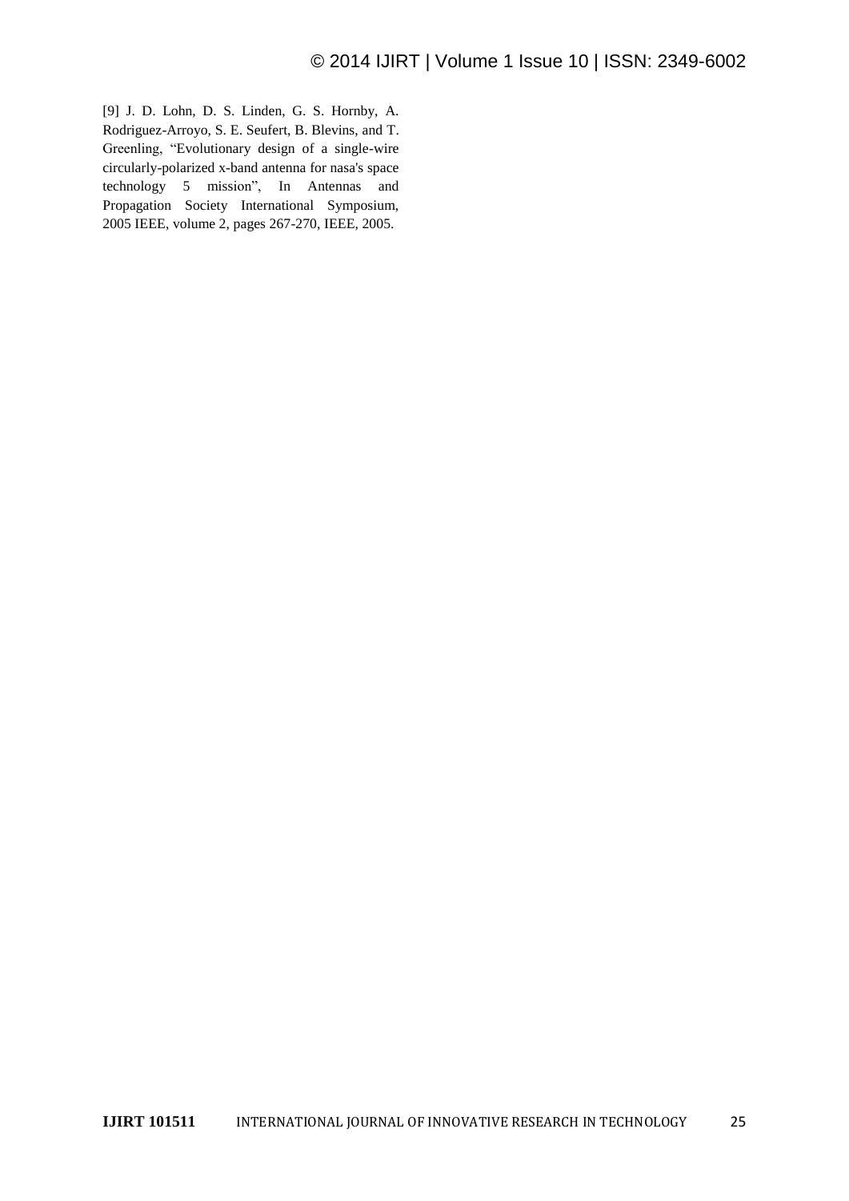[9] J. D. Lohn, D. S. Linden, G. S. Hornby, A. Rodriguez-Arroyo, S. E. Seufert, B. Blevins, and T. Greenling, "Evolutionary design of a single-wire circularly-polarized x-band antenna for nasa's space technology 5 mission", In Antennas and Propagation Society International Symposium, 2005 IEEE, volume 2, pages 267-270, IEEE, 2005.